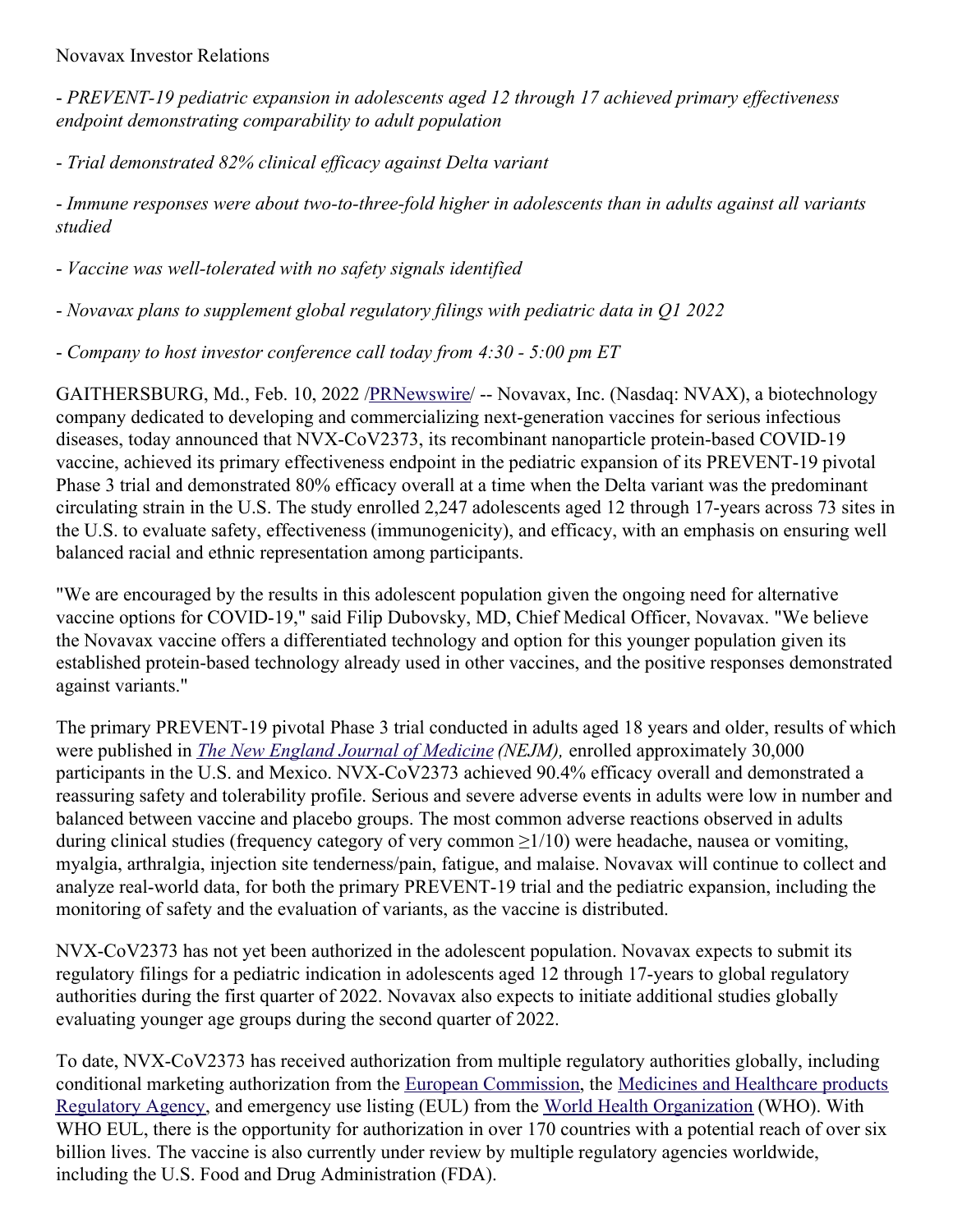Novavax Investor Relations

- *PREVENT-19 pediatric expansion in adolescents aged 12 through 17 achieved primary effectiveness endpoint demonstrating comparability to adult population*

- *Trial demonstrated 82% clinical efficacy against Delta variant*

- *Immune responses were about two-to-three-fold higher in adolescents than in adults against all variants studied*

- *Vaccine was well-tolerated with no safety signals identified*

- *Novavax plans to supplement global regulatory filings with pediatric data in Q1 2022*

- *Company to host investor conference call today from 4:30 - 5:00 pm ET*

GAITHERSBURG, Md., Feb. 10, 2022 /PRNewswire/ -- Novavax, Inc. (Nasdaq: NVAX), a biotechnology company dedicated to developing and commercializing next-generation vaccines for serious infectious diseases, today announced that NVX-CoV2373, its recombinant nanoparticle protein-based COVID-19 vaccine, achieved its primary effectiveness endpoint in the pediatric expansion of its PREVENT-19 pivotal Phase 3 trial and demonstrated 80% efficacy overall at a time when the Delta variant was the predominant circulating strain in the U.S. The study enrolled 2,247 adolescents aged 12 through 17-years across 73 sites in the U.S. to evaluate safety, effectiveness (immunogenicity), and efficacy, with an emphasis on ensuring well balanced racial and ethnic representation among participants.

"We are encouraged by the results in this adolescent population given the ongoing need for alternative vaccine options for COVID-19," said Filip Dubovsky, MD, Chief Medical Officer, Novavax. "We believe the Novavax vaccine offers a differentiated technology and option for this younger population given its established protein-based technology already used in other vaccines, and the positive responses demonstrated against variants."

The primary PREVENT-19 pivotal Phase 3 trial conducted in adults aged 18 years and older, results of which were published in *The New England Journal of Medicine (NEJM),* enrolled approximately 30,000 participants in the U.S. and Mexico. NVX-CoV2373 achieved 90.4% efficacy overall and demonstrated a reassuring safety and tolerability profile. Serious and severe adverse events in adults were low in number and balanced between vaccine and placebo groups. The most common adverse reactions observed in adults during clinical studies (frequency category of very common ≥1/10) were headache, nausea or vomiting, myalgia, arthralgia, injection site tenderness/pain, fatigue, and malaise. Novavax will continue to collect and analyze real-world data, for both the primary PREVENT-19 trial and the pediatric expansion, including the monitoring of safety and the evaluation of variants, as the vaccine is distributed.

NVX-CoV2373 has not yet been authorized in the adolescent population. Novavax expects to submit its regulatory filings for a pediatric indication in adolescents aged 12 through 17-years to global regulatory authorities during the first quarter of 2022. Novavax also expects to initiate additional studies globally evaluating younger age groups during the second quarter of 2022.

To date, NVX-CoV2373 has received authorization from multiple regulatory authorities globally, including conditional marketing authorization from the European Commission, the Medicines and Healthcare products Regulatory Agency, and emergency use listing (EUL) from the World Health Organization (WHO). With WHO EUL, there is the opportunity for authorization in over 170 countries with a potential reach of over six billion lives. The vaccine is also currently under review by multiple regulatory agencies worldwide, including the U.S. Food and Drug Administration (FDA).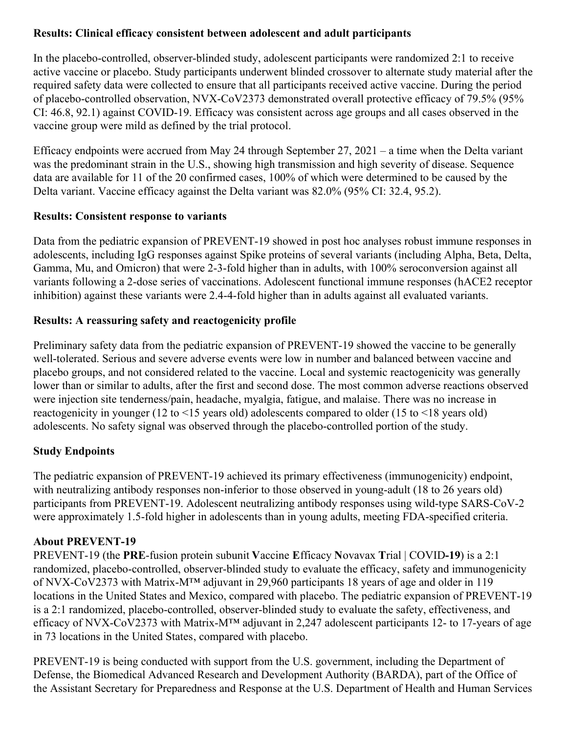**Results: Clinical efficacy consistent between adolescent and adult participants**

In the placebo-controlled, observer-blinded study, adolescent participants were randomized 2:1 to receive active vaccine or placebo. Study participants underwent blinded crossover to alternate study material after the required safety data were collected to ensure that all participants received active vaccine. During the period of placebo-controlled observation, NVX-CoV2373 demonstrated overall protective efficacy of 79.5% (95% CI: 46.8, 92.1) against COVID-19. Efficacy was consistent across age groups and all cases observed in the vaccine group were mild as defined by the trial protocol.

Efficacy endpoints were accrued from May 24 through September 27, 2021 – a time when the Delta variant was the predominant strain in the U.S., showing high transmission and high severity of disease. Sequence data are available for 11 of the 20 confirmed cases, 100% of which were determined to be caused by the Delta variant. Vaccine efficacy against the Delta variant was 82.0% (95% CI: 32.4, 95.2).

**Results: Consistent response to variants**

Data from the pediatric expansion of PREVENT-19 showed in post hoc analyses robust immune responses in adolescents, including IgG responses against Spike proteins of several variants (including Alpha, Beta, Delta, Gamma, Mu, and Omicron) that were 2-3-fold higher than in adults, with 100% seroconversion against all variants following a 2-dose series of vaccinations. Adolescent functional immune responses (hACE2 receptor inhibition) against these variants were 2.4-4-fold higher than in adults against all evaluated variants.

**Results: A reassuring safety and reactogenicity profile**

Preliminary safety data from the pediatric expansion of PREVENT-19 showed the vaccine to be generally well-tolerated. Serious and severe adverse events were low in number and balanced between vaccine and placebo groups, and not considered related to the vaccine. Local and systemic reactogenicity was generally lower than or similar to adults, after the first and second dose. The most common adverse reactions observed were injection site tenderness/pain, headache, myalgia, fatigue, and malaise. There was no increase in reactogenicity in younger (12 to <15 years old) adolescents compared to older (15 to <18 years old) adolescents. No safety signal was observed through the placebo-controlled portion of the study.

**Study Endpoints**

The pediatric expansion of PREVENT-19 achieved its primary effectiveness (immunogenicity) endpoint, with neutralizing antibody responses non-inferior to those observed in young-adult (18 to 26 years old) participants from PREVENT-19. Adolescent neutralizing antibody responses using wild-type SARS-CoV-2 were approximately 1.5-fold higher in adolescents than in young adults, meeting FDA-specified criteria.

**About PREVENT-19**

PREVENT-19 (the **PRE**-fusion protein subunit **V**accine **E**fficacy **N**ovavax **T**rial | COVID**-19**) is a 2:1 randomized, placebo-controlled, observer-blinded study to evaluate the efficacy, safety and immunogenicity of NVX-CoV2373 with Matrix-M™ adjuvant in 29,960 participants 18 years of age and older in 119 locations in the United States and Mexico, compared with placebo. The pediatric expansion of PREVENT-19 is a 2:1 randomized, placebo-controlled, observer-blinded study to evaluate the safety, effectiveness, and efficacy of NVX-CoV2373 with Matrix-M™ adjuvant in 2,247 adolescent participants 12- to 17-years of age in 73 locations in the United States, compared with placebo.

PREVENT-19 is being conducted with support from the U.S. government, including the Department of Defense, the Biomedical Advanced Research and Development Authority (BARDA), part of the Office of the Assistant Secretary for Preparedness and Response at the U.S. Department of Health and Human Services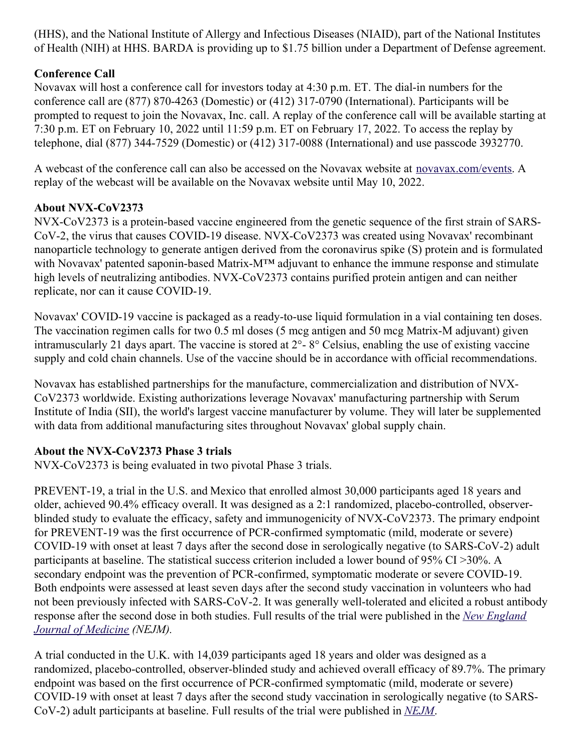(HHS), and the National Institute of Allergy and Infectious Diseases (NIAID), part of the National Institutes of Health (NIH) at HHS. BARDA is providing up to $1.75 billion under a Department of Defense agreement.

**Conference Call**

Novavax will host a conference call for investors today at 4:30 p.m. ET. The dial-in numbers for the conference call are (877) 870-4263 (Domestic) or (412) 317-0790 (International). Participants will be prompted to request to join the Novavax, Inc. call. A replay of the conference call will be available starting at 7:30 p.m. ET on February 10, 2022 until 11:59 p.m. ET on February 17, 2022. To access the replay by telephone, dial (877) 344-7529 (Domestic) or (412) 317-0088 (International) and use passcode 3932770.

A webcast of the conference call can also be accessed on the Novavax website at novavax.com/events. A replay of the webcast will be available on the Novavax website until May 10, 2022.

**About NVX-CoV2373**

NVX-CoV2373 is a protein-based vaccine engineered from the genetic sequence of the first strain of SARS-CoV-2, the virus that causes COVID-19 disease. NVX-CoV2373 was created using Novavax' recombinant nanoparticle technology to generate antigen derived from the coronavirus spike (S) protein and is formulated with Novavax' patented saponin-based Matrix-M™ adjuvant to enhance the immune response and stimulate high levels of neutralizing antibodies. NVX-CoV2373 contains purified protein antigen and can neither replicate, nor can it cause COVID-19.

Novavax' COVID-19 vaccine is packaged as a ready-to-use liquid formulation in a vial containing ten doses. The vaccination regimen calls for two 0.5 ml doses (5 mcg antigen and 50 mcg Matrix-M adjuvant) given intramuscularly 21 days apart. The vaccine is stored at 2°- 8° Celsius, enabling the use of existing vaccine supply and cold chain channels. Use of the vaccine should be in accordance with official recommendations.

Novavax has established partnerships for the manufacture, commercialization and distribution of NVX-CoV2373 worldwide. Existing authorizations leverage Novavax' manufacturing partnership with Serum Institute of India (SII), the world's largest vaccine manufacturer by volume. They will later be supplemented with data from additional manufacturing sites throughout Novavax' global supply chain.

**About the NVX-CoV2373 Phase 3 trials**

NVX-CoV2373 is being evaluated in two pivotal Phase 3 trials.

PREVENT-19, a trial in the U.S. and Mexico that enrolled almost 30,000 participants aged 18 years and older, achieved 90.4% efficacy overall. It was designed as a 2:1 randomized, placebo-controlled, observer-blinded study to evaluate the efficacy, safety and immunogenicity of NVX-CoV2373. The primary endpoint for PREVENT-19 was the first occurrence of PCR-confirmed symptomatic (mild, moderate or severe) COVID-19 with onset at least 7 days after the second dose in serologically negative (to SARS-CoV-2) adult participants at baseline. The statistical success criterion included a lower bound of 95% CI >30%. A secondary endpoint was the prevention of PCR-confirmed, symptomatic moderate or severe COVID-19. Both endpoints were assessed at least seven days after the second study vaccination in volunteers who had not been previously infected with SARS-CoV-2. It was generally well-tolerated and elicited a robust antibody response after the second dose in both studies. Full results of the trial were published in the *New England Journal of Medicine (NEJM).*

A trial conducted in the U.K. with 14,039 participants aged 18 years and older was designed as a randomized, placebo-controlled, observer-blinded study and achieved overall efficacy of 89.7%. The primary endpoint was based on the first occurrence of PCR-confirmed symptomatic (mild, moderate or severe) COVID-19 with onset at least 7 days after the second study vaccination in serologically negative (to SARS-CoV-2) adult participants at baseline. Full results of the trial were published in *NEJM*.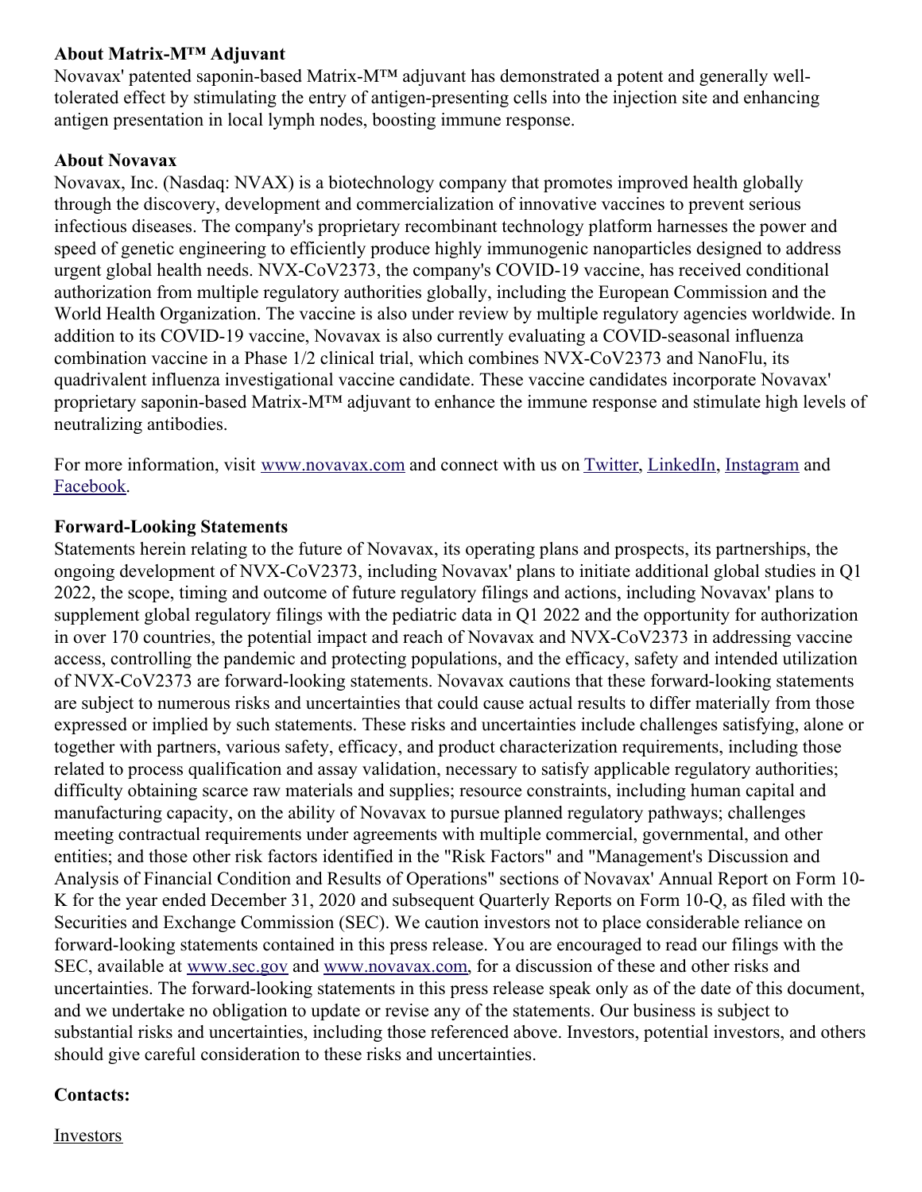**About Matrix-M™ Adjuvant**

Novavax' patented saponin-based Matrix-M™ adjuvant has demonstrated a potent and generally well-tolerated effect by stimulating the entry of antigen-presenting cells into the injection site and enhancing antigen presentation in local lymph nodes, boosting immune response.

**About Novavax**

Novavax, Inc. (Nasdaq: NVAX) is a biotechnology company that promotes improved health globally through the discovery, development and commercialization of innovative vaccines to prevent serious infectious diseases. The company's proprietary recombinant technology platform harnesses the power and speed of genetic engineering to efficiently produce highly immunogenic nanoparticles designed to address urgent global health needs. NVX-CoV2373, the company's COVID-19 vaccine, has received conditional authorization from multiple regulatory authorities globally, including the European Commission and the World Health Organization. The vaccine is also under review by multiple regulatory agencies worldwide. In addition to its COVID-19 vaccine, Novavax is also currently evaluating a COVID-seasonal influenza combination vaccine in a Phase 1/2 clinical trial, which combines NVX-CoV2373 and NanoFlu, its quadrivalent influenza investigational vaccine candidate. These vaccine candidates incorporate Novavax' proprietary saponin-based Matrix-M™ adjuvant to enhance the immune response and stimulate high levels of neutralizing antibodies.

For more information, visit [www.novavax.com](http://www.novavax.com) and connect with us on [Twitter](), [LinkedIn](), [Instagram]() and [Facebook]().

**Forward-Looking Statements**

Statements herein relating to the future of Novavax, its operating plans and prospects, its partnerships, the ongoing development of NVX-CoV2373, including Novavax' plans to initiate additional global studies in Q1 2022, the scope, timing and outcome of future regulatory filings and actions, including Novavax' plans to supplement global regulatory filings with the pediatric data in Q1 2022 and the opportunity for authorization in over 170 countries, the potential impact and reach of Novavax and NVX-CoV2373 in addressing vaccine access, controlling the pandemic and protecting populations, and the efficacy, safety and intended utilization of NVX-CoV2373 are forward-looking statements. Novavax cautions that these forward-looking statements are subject to numerous risks and uncertainties that could cause actual results to differ materially from those expressed or implied by such statements. These risks and uncertainties include challenges satisfying, alone or together with partners, various safety, efficacy, and product characterization requirements, including those related to process qualification and assay validation, necessary to satisfy applicable regulatory authorities; difficulty obtaining scarce raw materials and supplies; resource constraints, including human capital and manufacturing capacity, on the ability of Novavax to pursue planned regulatory pathways; challenges meeting contractual requirements under agreements with multiple commercial, governmental, and other entities; and those other risk factors identified in the "Risk Factors" and "Management's Discussion and Analysis of Financial Condition and Results of Operations" sections of Novavax' Annual Report on Form 10-K for the year ended December 31, 2020 and subsequent Quarterly Reports on Form 10-Q, as filed with the Securities and Exchange Commission (SEC). We caution investors not to place considerable reliance on forward-looking statements contained in this press release. You are encouraged to read our filings with the SEC, available at [www.sec.gov](http://www.sec.gov) and [www.novavax.com](http://www.novavax.com), for a discussion of these and other risks and uncertainties. The forward-looking statements in this press release speak only as of the date of this document, and we undertake no obligation to update or revise any of the statements. Our business is subject to substantial risks and uncertainties, including those referenced above. Investors, potential investors, and others should give careful consideration to these risks and uncertainties.

**Contacts:**

Investors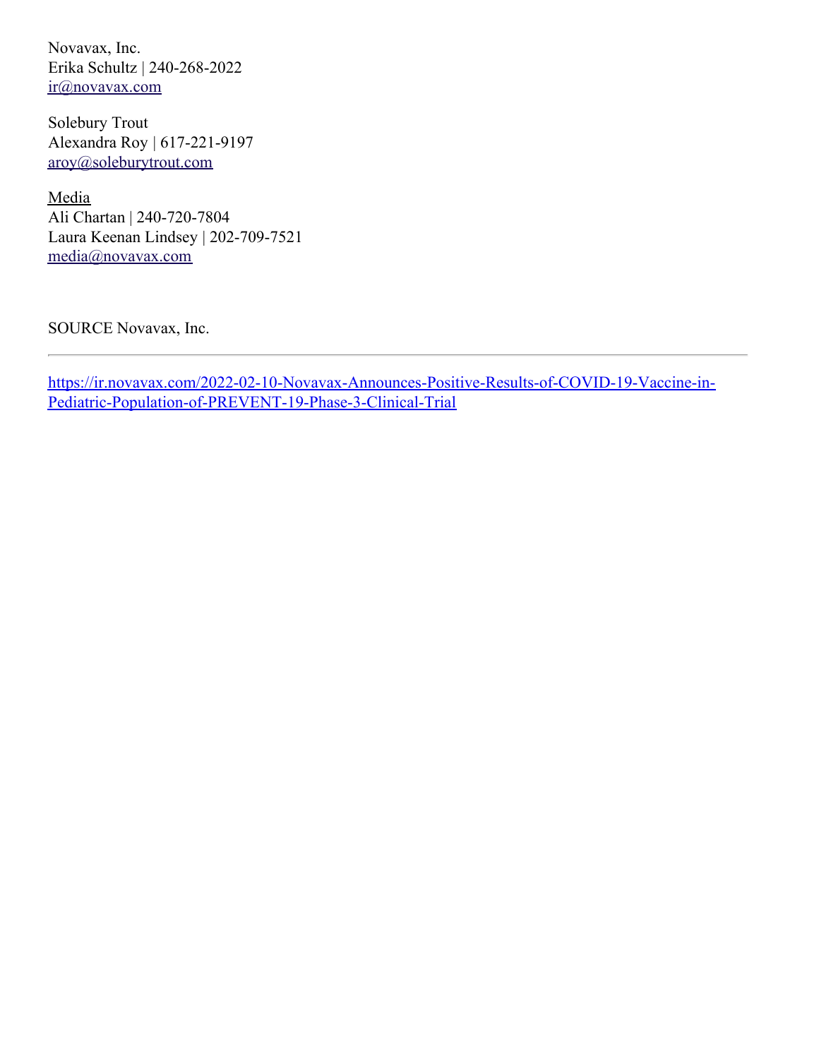Novavax, Inc.
Erika Schultz | 240-268-2022
ir@novavax.com

Solebury Trout
Alexandra Roy | 617-221-9197
aroy@soleburytrout.com

Media
Ali Chartan | 240-720-7804
Laura Keenan Lindsey | 202-709-7521
media@novavax.com

SOURCE Novavax, Inc.

---

https://ir.novavax.com/2022-02-10-Novavax-Announces-Positive-Results-of-COVID-19-Vaccine-in-Pediatric-Population-of-PREVENT-19-Phase-3-Clinical-Trial